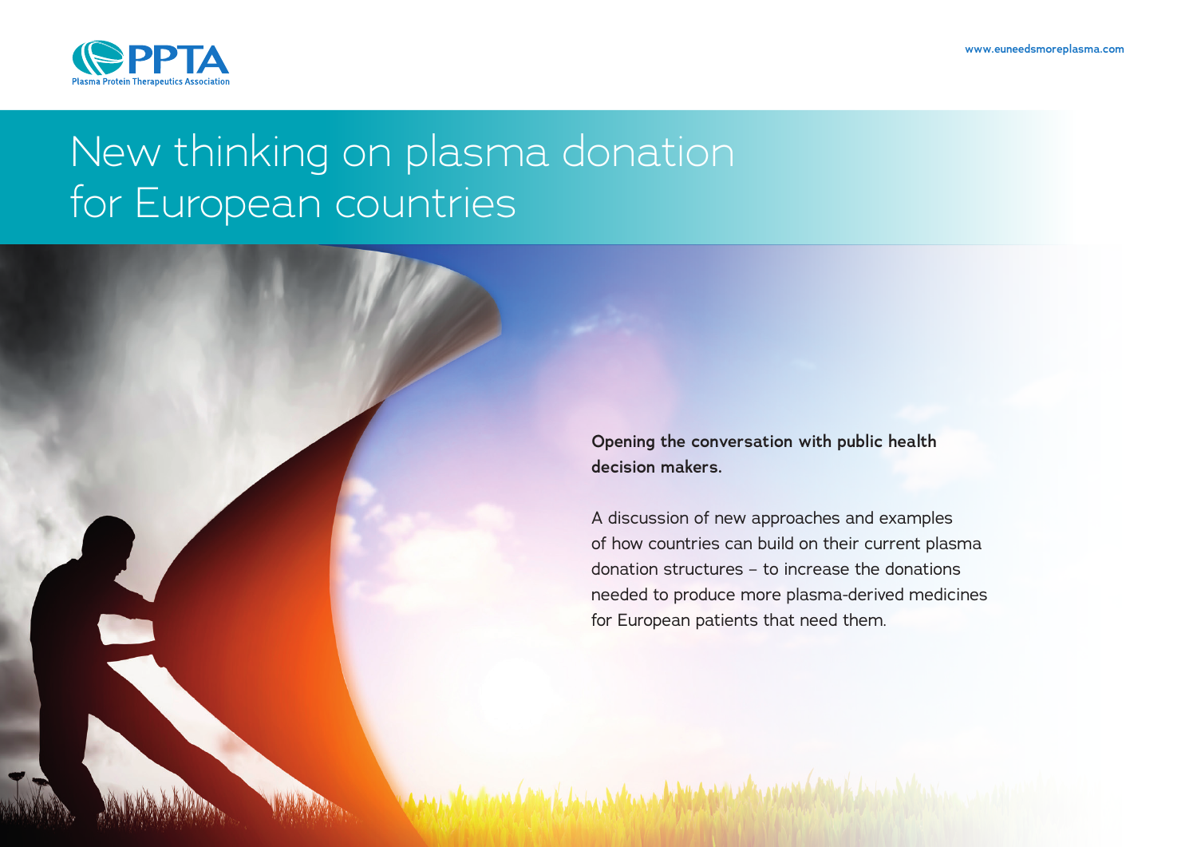PPTA
Plasma Protein Therapeutics Association

www.euneedsmoreplasma.com

# New thinking on plasma donation for European countries

**Opening the conversation with public health decision makers.**

A discussion of new approaches and examples of how countries can build on their current plasma donation structures – to increase the donations needed to produce more plasma-derived medicines for European patients that need them.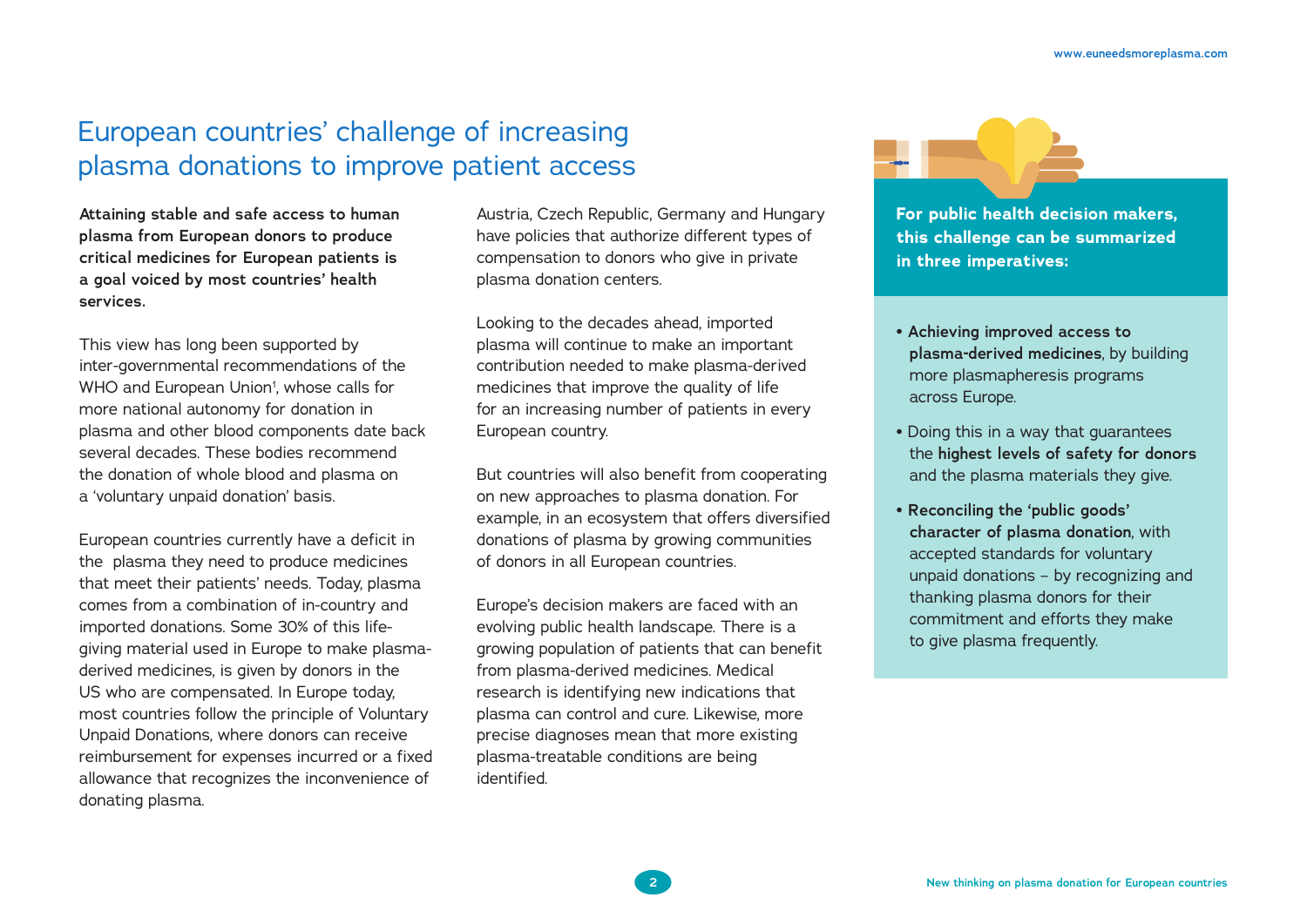# European countries' challenge of increasing plasma donations to improve patient access

**Attaining stable and safe access to human plasma from European donors to produce critical medicines for European patients is a goal voiced by most countries' health services.**

This view has long been supported by inter-governmental recommendations of the WHO and European Union[1], whose calls for more national autonomy for donation in plasma and other blood components date back several decades. These bodies recommend the donation of whole blood and plasma on a 'voluntary unpaid donation' basis.

European countries currently have a deficit in the plasma they need to produce medicines that meet their patients' needs. Today, plasma comes from a combination of in-country and imported donations. Some 30% of this life-giving material used in Europe to make plasma-derived medicines, is given by donors in the US who are compensated. In Europe today, most countries follow the principle of Voluntary Unpaid Donations, where donors can receive reimbursement for expenses incurred or a fixed allowance that recognizes the inconvenience of donating plasma.

Austria, Czech Republic, Germany and Hungary have policies that authorize different types of compensation to donors who give in private plasma donation centers.

Looking to the decades ahead, imported plasma will continue to make an important contribution needed to make plasma-derived medicines that improve the quality of life for an increasing number of patients in every European country.

But countries will also benefit from cooperating on new approaches to plasma donation. For example, in an ecosystem that offers diversified donations of plasma by growing communities of donors in all European countries.

Europe's decision makers are faced with an evolving public health landscape. There is a growing population of patients that can benefit from plasma-derived medicines. Medical research is identifying new indications that plasma can control and cure. Likewise, more precise diagnoses mean that more existing plasma-treatable conditions are being identified.

**For public health decision makers, this challenge can be summarized in three imperatives:**

- **Achieving improved access to plasma-derived medicines**, by building more plasmapheresis programs across Europe.
- Doing this in a way that guarantees the **highest levels of safety for donors** and the plasma materials they give.
- **Reconciling the 'public goods' character of plasma donation**, with accepted standards for voluntary unpaid donations – by recognizing and thanking plasma donors for their commitment and efforts they make to give plasma frequently.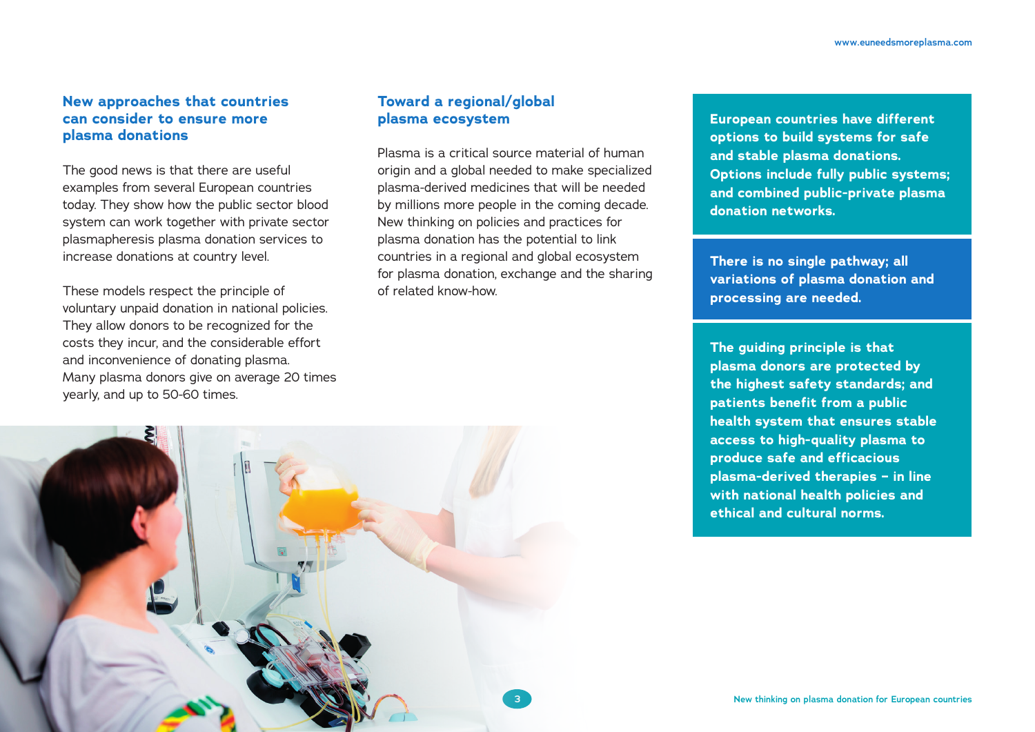## New approaches that countries can consider to ensure more plasma donations

The good news is that there are useful examples from several European countries today. They show how the public sector blood system can work together with private sector plasmapheresis plasma donation services to increase donations at country level.

These models respect the principle of voluntary unpaid donation in national policies. They allow donors to be recognized for the costs they incur, and the considerable effort and inconvenience of donating plasma. Many plasma donors give on average 20 times yearly, and up to 50-60 times.

## Toward a regional/global plasma ecosystem

Plasma is a critical source material of human origin and a global needed to make specialized plasma-derived medicines that will be needed by millions more people in the coming decade. New thinking on policies and practices for plasma donation has the potential to link countries in a regional and global ecosystem for plasma donation, exchange and the sharing of related know-how.

**European countries have different options to build systems for safe and stable plasma donations. Options include fully public systems; and combined public-private plasma donation networks.**

**There is no single pathway; all variations of plasma donation and processing are needed.**

**The guiding principle is that plasma donors are protected by the highest safety standards; and patients benefit from a public health system that ensures stable access to high-quality plasma to produce safe and efficacious plasma-derived therapies – in line with national health policies and ethical and cultural norms.**